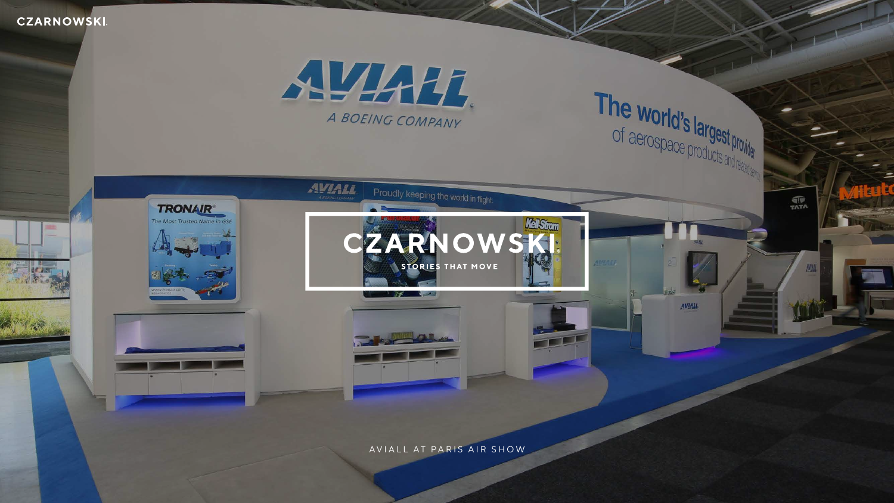# CZARNOWSKI

STORIES THAT MOVE

AVIALL AT PARIS AIR SHOW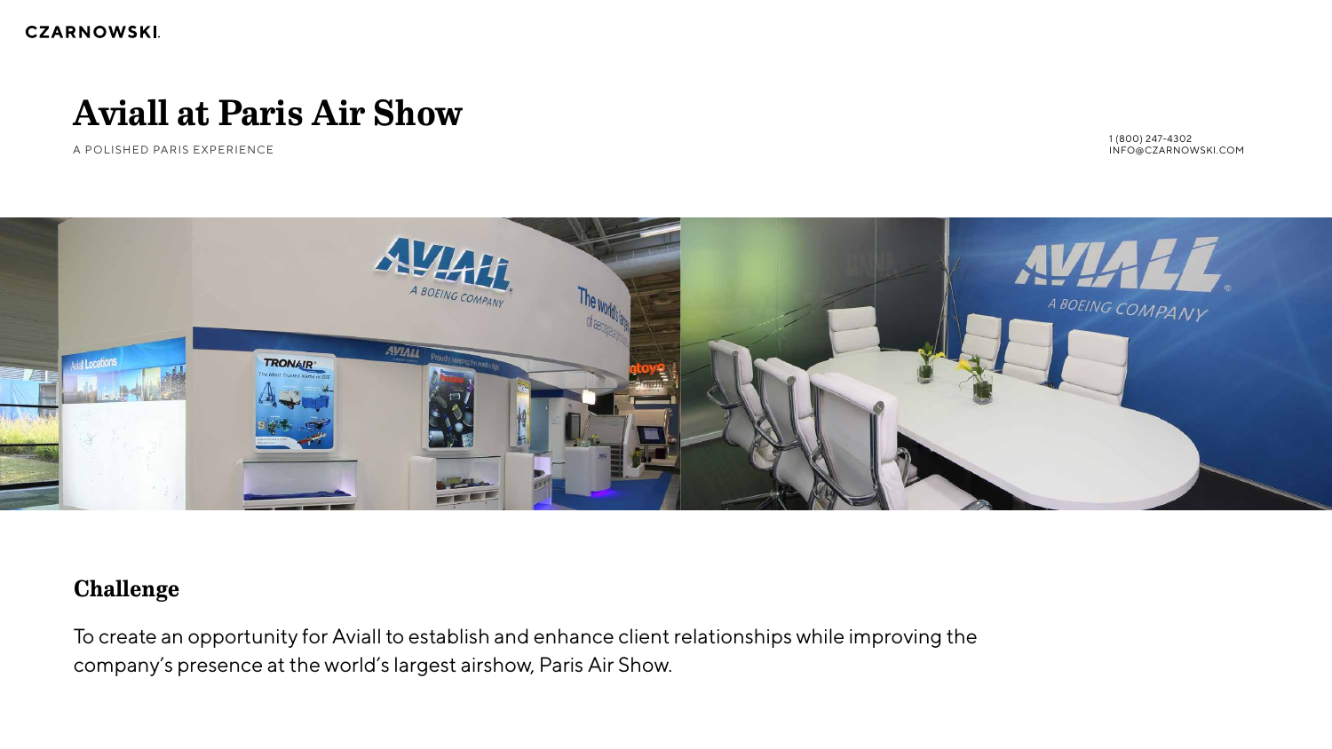# Aviall at Paris Air Show

A POLISHED PARIS EXPERIENCE

1 (800) 247-4302
INFO@CZARNOWSKI.COM

## Challenge

To create an opportunity for Aviall to establish and enhance client relationships while improving the company's presence at the world's largest airshow, Paris Air Show.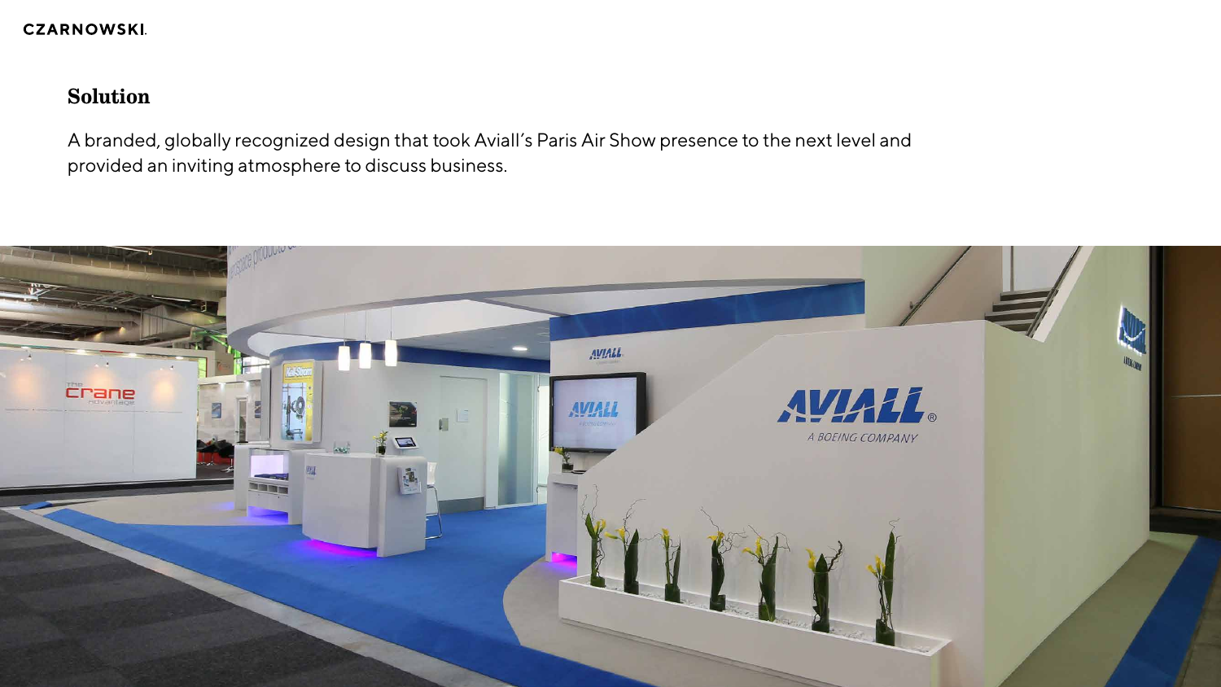## Solution

A branded, globally recognized design that took Aviall's Paris Air Show presence to the next level and provided an inviting atmosphere to discuss business.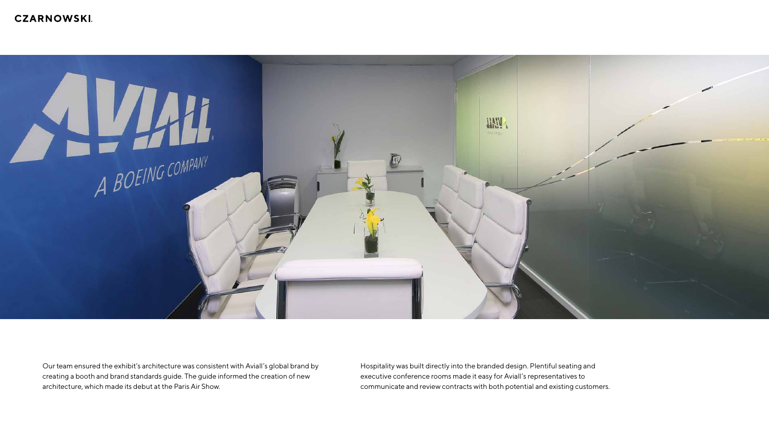Our team ensured the exhibit's architecture was consistent with Aviall's global brand by creating a booth and brand standards guide. The guide informed the creation of new architecture, which made its debut at the Paris Air Show.

Hospitality was built directly into the branded design. Plentiful seating and executive conference rooms made it easy for Aviall's representatives to communicate and review contracts with both potential and existing customers.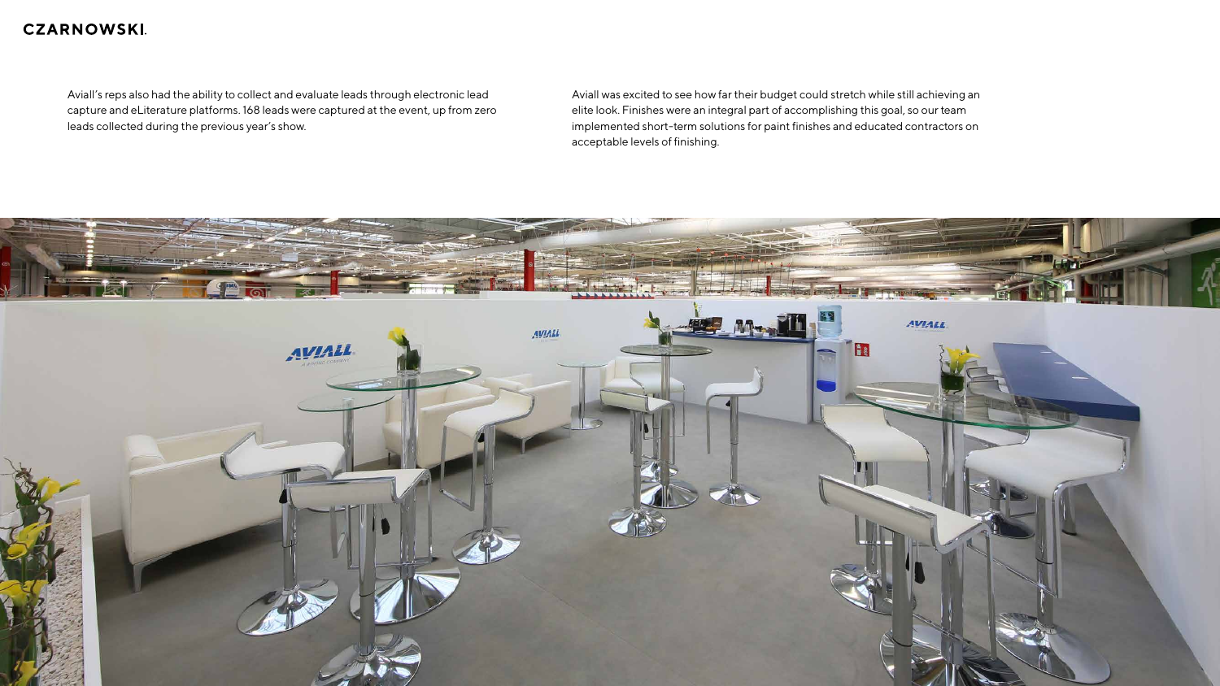Aviall's reps also had the ability to collect and evaluate leads through electronic lead capture and eLiterature platforms. 168 leads were captured at the event, up from zero leads collected during the previous year's show.

Aviall was excited to see how far their budget could stretch while still achieving an elite look. Finishes were an integral part of accomplishing this goal, so our team implemented short-term solutions for paint finishes and educated contractors on acceptable levels of finishing.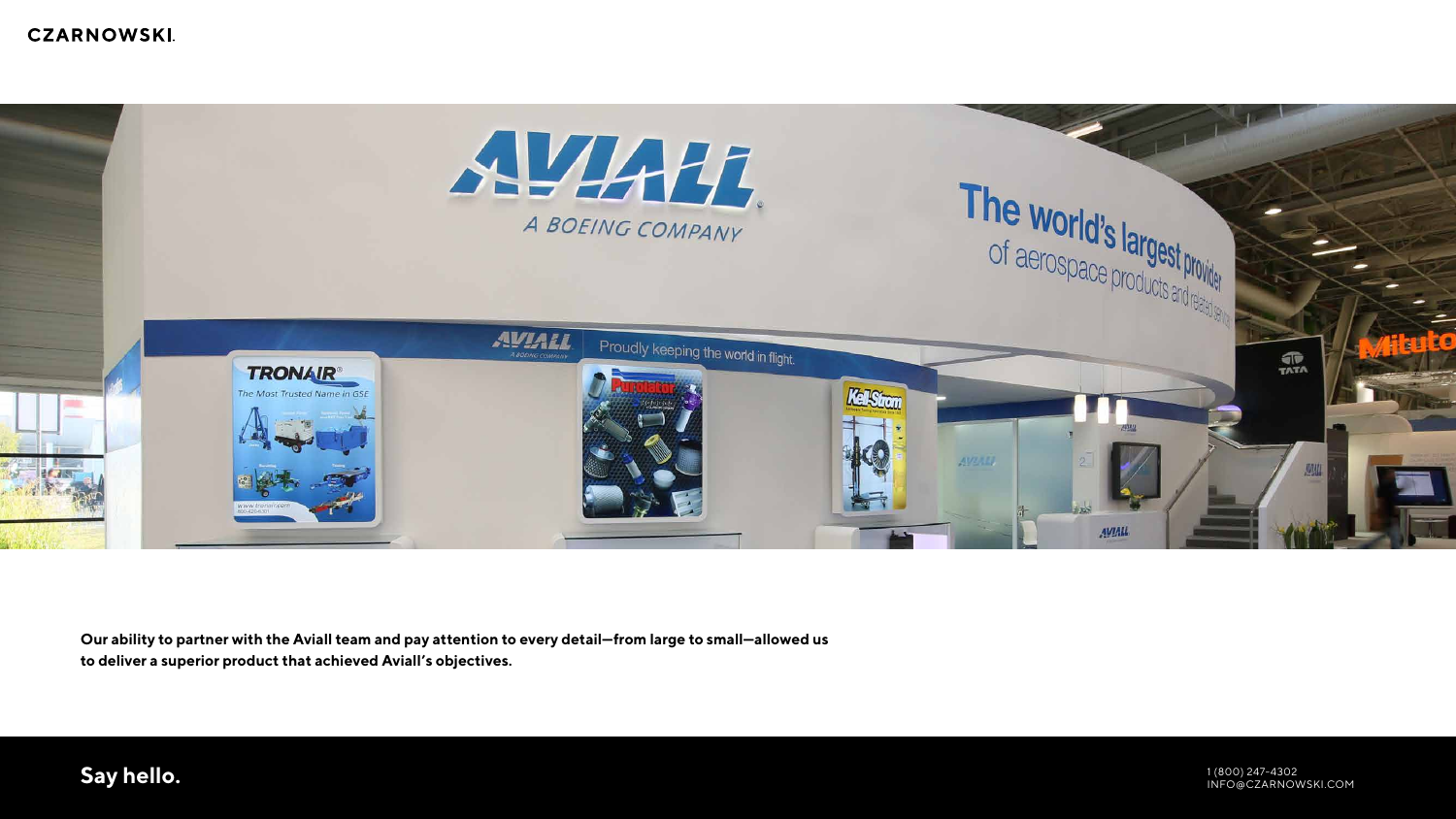**Our ability to partner with the Aviall team and pay attention to every detail—from large to small—allowed us to deliver a superior product that achieved Aviall's objectives.**

**Say hello.**

1 (800) 247-4302
INFO@CZARNOWSKI.COM